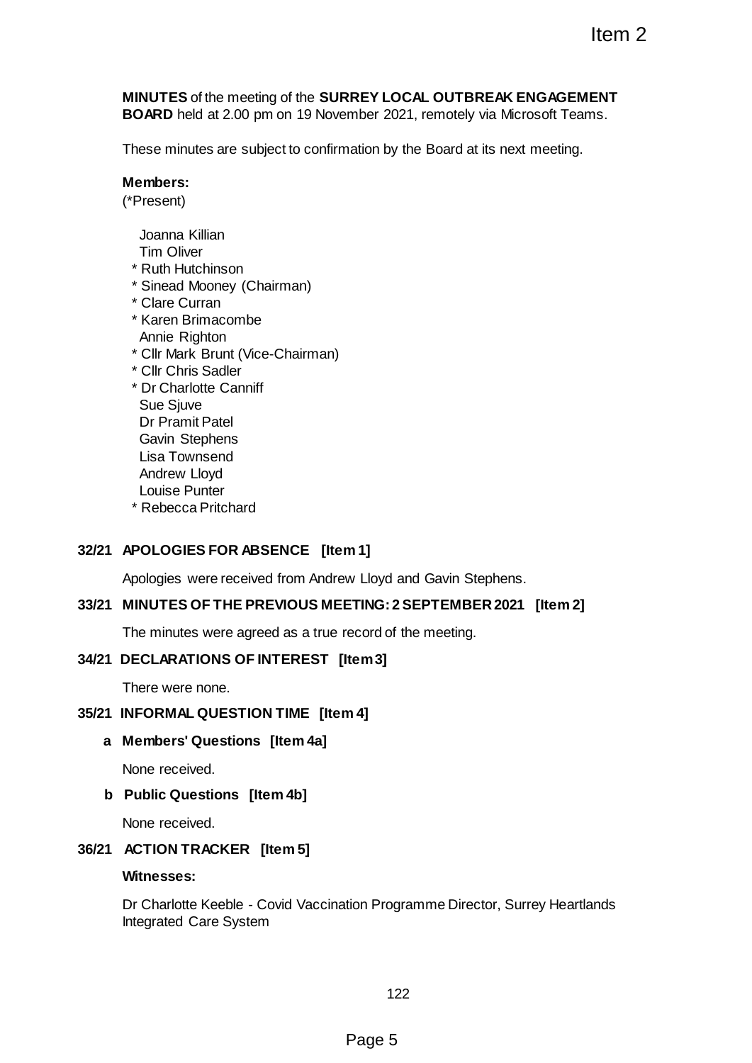**MINUTES** of the meeting of the **SURREY LOCAL OUTBREAK ENGAGEMENT BOARD** held at 2.00 pm on 19 November 2021, remotely via Microsoft Teams.

These minutes are subject to confirmation by the Board at its next meeting.

**Members:**
(*Present)

Joanna Killian
Tim Oliver
* Ruth Hutchinson
* Sinead Mooney (Chairman)
* Clare Curran
* Karen Brimacombe
Annie Righton
* Cllr Mark Brunt (Vice-Chairman)
* Cllr Chris Sadler
* Dr Charlotte Canniff
Sue Sjuve
Dr Pramit Patel
Gavin Stephens
Lisa Townsend
Andrew Lloyd
Louise Punter
* Rebecca Pritchard

## 32/21 APOLOGIES FOR ABSENCE [Item 1]

Apologies were received from Andrew Lloyd and Gavin Stephens.

## 33/21 MINUTES OF THE PREVIOUS MEETING: 2 SEPTEMBER 2021 [Item 2]

The minutes were agreed as a true record of the meeting.

## 34/21 DECLARATIONS OF INTEREST [Item 3]

There were none.

## 35/21 INFORMAL QUESTION TIME [Item 4]

### a Members' Questions [Item 4a]

None received.

### b Public Questions [Item 4b]

None received.

## 36/21 ACTION TRACKER [Item 5]

**Witnesses:**

Dr Charlotte Keeble - Covid Vaccination Programme Director, Surrey Heartlands Integrated Care System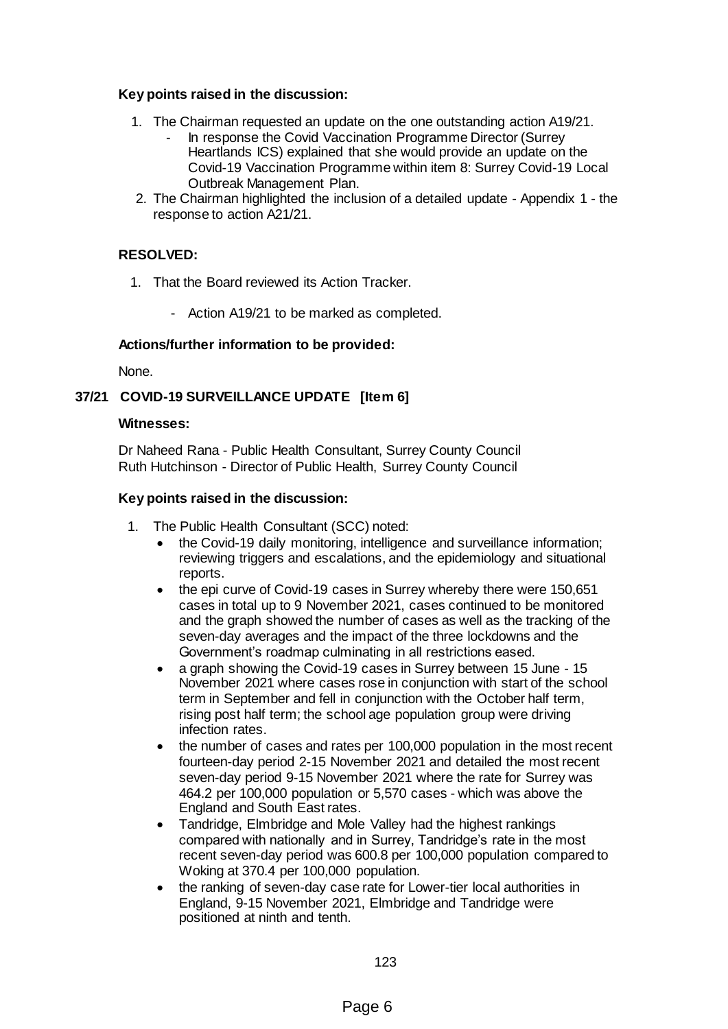**Key points raised in the discussion:**

1. The Chairman requested an update on the one outstanding action A19/21.
   - In response the Covid Vaccination Programme Director (Surrey Heartlands ICS) explained that she would provide an update on the Covid-19 Vaccination Programme within item 8: Surrey Covid-19 Local Outbreak Management Plan.
2. The Chairman highlighted the inclusion of a detailed update - Appendix 1 - the response to action A21/21.

**RESOLVED:**

1. That the Board reviewed its Action Tracker.
   - Action A19/21 to be marked as completed.

**Actions/further information to be provided:**

None.

## 37/21 COVID-19 SURVEILLANCE UPDATE [Item 6]

**Witnesses:**

Dr Naheed Rana - Public Health Consultant, Surrey County Council
Ruth Hutchinson - Director of Public Health, Surrey County Council

**Key points raised in the discussion:**

1. The Public Health Consultant (SCC) noted:
   - the Covid-19 daily monitoring, intelligence and surveillance information; reviewing triggers and escalations, and the epidemiology and situational reports.
   - the epi curve of Covid-19 cases in Surrey whereby there were 150,651 cases in total up to 9 November 2021, cases continued to be monitored and the graph showed the number of cases as well as the tracking of the seven-day averages and the impact of the three lockdowns and the Government's roadmap culminating in all restrictions eased.
   - a graph showing the Covid-19 cases in Surrey between 15 June - 15 November 2021 where cases rose in conjunction with start of the school term in September and fell in conjunction with the October half term, rising post half term; the school age population group were driving infection rates.
   - the number of cases and rates per 100,000 population in the most recent fourteen-day period 2-15 November 2021 and detailed the most recent seven-day period 9-15 November 2021 where the rate for Surrey was 464.2 per 100,000 population or 5,570 cases - which was above the England and South East rates.
   - Tandridge, Elmbridge and Mole Valley had the highest rankings compared with nationally and in Surrey, Tandridge's rate in the most recent seven-day period was 600.8 per 100,000 population compared to Woking at 370.4 per 100,000 population.
   - the ranking of seven-day case rate for Lower-tier local authorities in England, 9-15 November 2021, Elmbridge and Tandridge were positioned at ninth and tenth.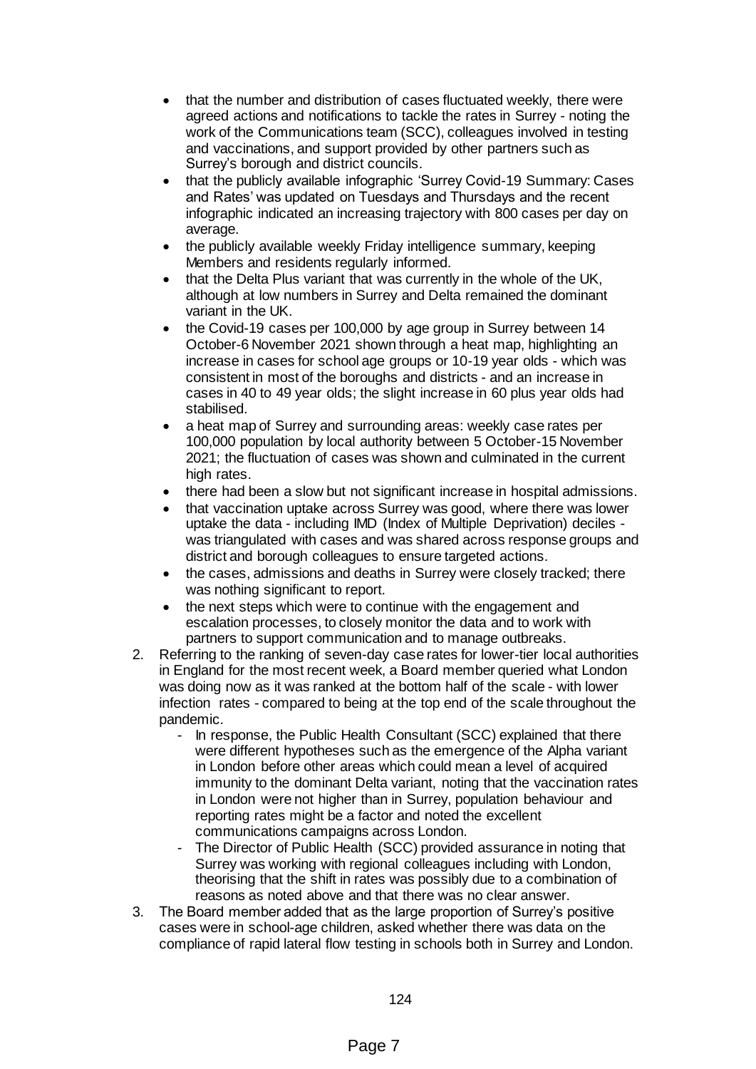- that the number and distribution of cases fluctuated weekly, there were agreed actions and notifications to tackle the rates in Surrey - noting the work of the Communications team (SCC), colleagues involved in testing and vaccinations, and support provided by other partners such as Surrey's borough and district councils.
- that the publicly available infographic 'Surrey Covid-19 Summary: Cases and Rates' was updated on Tuesdays and Thursdays and the recent infographic indicated an increasing trajectory with 800 cases per day on average.
- the publicly available weekly Friday intelligence summary, keeping Members and residents regularly informed.
- that the Delta Plus variant that was currently in the whole of the UK, although at low numbers in Surrey and Delta remained the dominant variant in the UK.
- the Covid-19 cases per 100,000 by age group in Surrey between 14 October-6 November 2021 shown through a heat map, highlighting an increase in cases for school age groups or 10-19 year olds - which was consistent in most of the boroughs and districts - and an increase in cases in 40 to 49 year olds; the slight increase in 60 plus year olds had stabilised.
- a heat map of Surrey and surrounding areas: weekly case rates per 100,000 population by local authority between 5 October-15 November 2021; the fluctuation of cases was shown and culminated in the current high rates.
- there had been a slow but not significant increase in hospital admissions.
- that vaccination uptake across Surrey was good, where there was lower uptake the data - including IMD (Index of Multiple Deprivation) deciles - was triangulated with cases and was shared across response groups and district and borough colleagues to ensure targeted actions.
- the cases, admissions and deaths in Surrey were closely tracked; there was nothing significant to report.
- the next steps which were to continue with the engagement and escalation processes, to closely monitor the data and to work with partners to support communication and to manage outbreaks.

2. Referring to the ranking of seven-day case rates for lower-tier local authorities in England for the most recent week, a Board member queried what London was doing now as it was ranked at the bottom half of the scale - with lower infection rates - compared to being at the top end of the scale throughout the pandemic.
   - In response, the Public Health Consultant (SCC) explained that there were different hypotheses such as the emergence of the Alpha variant in London before other areas which could mean a level of acquired immunity to the dominant Delta variant, noting that the vaccination rates in London were not higher than in Surrey, population behaviour and reporting rates might be a factor and noted the excellent communications campaigns across London.
   - The Director of Public Health (SCC) provided assurance in noting that Surrey was working with regional colleagues including with London, theorising that the shift in rates was possibly due to a combination of reasons as noted above and that there was no clear answer.
3. The Board member added that as the large proportion of Surrey's positive cases were in school-age children, asked whether there was data on the compliance of rapid lateral flow testing in schools both in Surrey and London.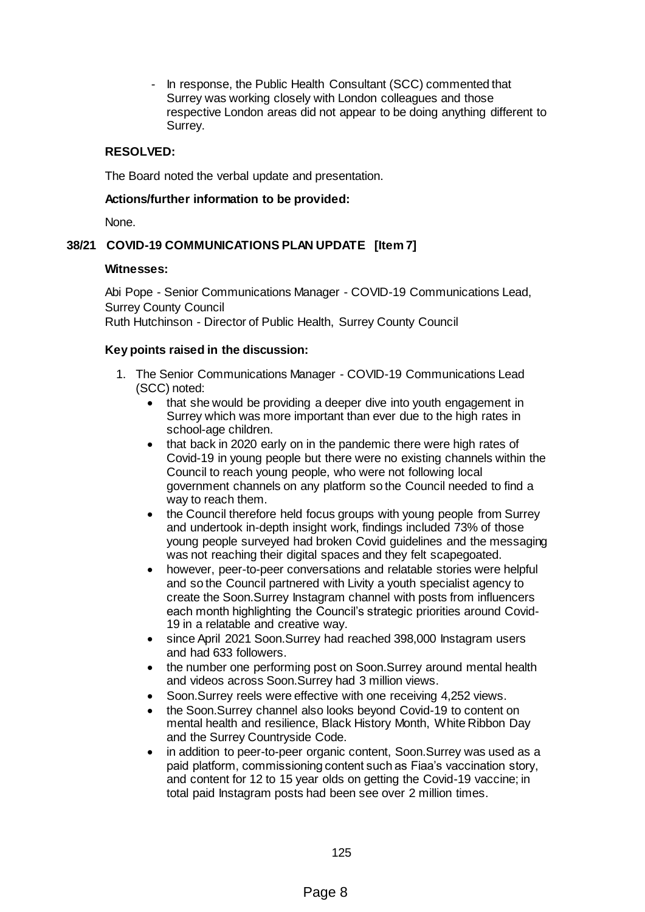- In response, the Public Health Consultant (SCC) commented that Surrey was working closely with London colleagues and those respective London areas did not appear to be doing anything different to Surrey.

**RESOLVED:**

The Board noted the verbal update and presentation.

**Actions/further information to be provided:**

None.

## 38/21 COVID-19 COMMUNICATIONS PLAN UPDATE [Item 7]

**Witnesses:**

Abi Pope - Senior Communications Manager - COVID-19 Communications Lead, Surrey County Council
Ruth Hutchinson - Director of Public Health, Surrey County Council

**Key points raised in the discussion:**

1. The Senior Communications Manager - COVID-19 Communications Lead (SCC) noted:
   - that she would be providing a deeper dive into youth engagement in Surrey which was more important than ever due to the high rates in school-age children.
   - that back in 2020 early on in the pandemic there were high rates of Covid-19 in young people but there were no existing channels within the Council to reach young people, who were not following local government channels on any platform so the Council needed to find a way to reach them.
   - the Council therefore held focus groups with young people from Surrey and undertook in-depth insight work, findings included 73% of those young people surveyed had broken Covid guidelines and the messaging was not reaching their digital spaces and they felt scapegoated.
   - however, peer-to-peer conversations and relatable stories were helpful and so the Council partnered with Livity a youth specialist agency to create the Soon.Surrey Instagram channel with posts from influencers each month highlighting the Council's strategic priorities around Covid-19 in a relatable and creative way.
   - since April 2021 Soon.Surrey had reached 398,000 Instagram users and had 633 followers.
   - the number one performing post on Soon.Surrey around mental health and videos across Soon.Surrey had 3 million views.
   - Soon.Surrey reels were effective with one receiving 4,252 views.
   - the Soon.Surrey channel also looks beyond Covid-19 to content on mental health and resilience, Black History Month, White Ribbon Day and the Surrey Countryside Code.
   - in addition to peer-to-peer organic content, Soon.Surrey was used as a paid platform, commissioning content such as Fiaa's vaccination story, and content for 12 to 15 year olds on getting the Covid-19 vaccine; in total paid Instagram posts had been see over 2 million times.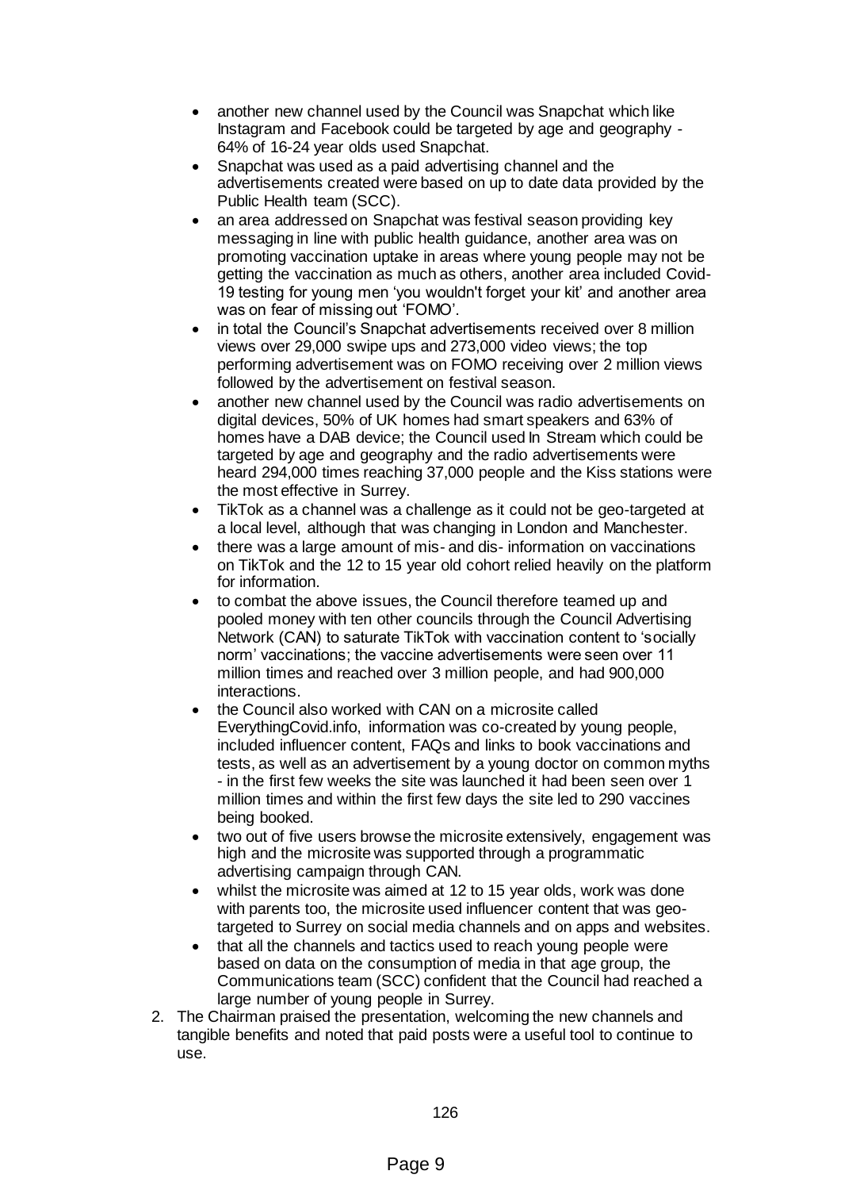- another new channel used by the Council was Snapchat which like Instagram and Facebook could be targeted by age and geography - 64% of 16-24 year olds used Snapchat.
- Snapchat was used as a paid advertising channel and the advertisements created were based on up to date data provided by the Public Health team (SCC).
- an area addressed on Snapchat was festival season providing key messaging in line with public health guidance, another area was on promoting vaccination uptake in areas where young people may not be getting the vaccination as much as others, another area included Covid-19 testing for young men 'you wouldn't forget your kit' and another area was on fear of missing out 'FOMO'.
- in total the Council's Snapchat advertisements received over 8 million views over 29,000 swipe ups and 273,000 video views; the top performing advertisement was on FOMO receiving over 2 million views followed by the advertisement on festival season.
- another new channel used by the Council was radio advertisements on digital devices, 50% of UK homes had smart speakers and 63% of homes have a DAB device; the Council used In Stream which could be targeted by age and geography and the radio advertisements were heard 294,000 times reaching 37,000 people and the Kiss stations were the most effective in Surrey.
- TikTok as a channel was a challenge as it could not be geo-targeted at a local level, although that was changing in London and Manchester.
- there was a large amount of mis- and dis- information on vaccinations on TikTok and the 12 to 15 year old cohort relied heavily on the platform for information.
- to combat the above issues, the Council therefore teamed up and pooled money with ten other councils through the Council Advertising Network (CAN) to saturate TikTok with vaccination content to 'socially norm' vaccinations; the vaccine advertisements were seen over 11 million times and reached over 3 million people, and had 900,000 interactions.
- the Council also worked with CAN on a microsite called EverythingCovid.info, information was co-created by young people, included influencer content, FAQs and links to book vaccinations and tests, as well as an advertisement by a young doctor on common myths - in the first few weeks the site was launched it had been seen over 1 million times and within the first few days the site led to 290 vaccines being booked.
- two out of five users browse the microsite extensively, engagement was high and the microsite was supported through a programmatic advertising campaign through CAN.
- whilst the microsite was aimed at 12 to 15 year olds, work was done with parents too, the microsite used influencer content that was geo-targeted to Surrey on social media channels and on apps and websites.
- that all the channels and tactics used to reach young people were based on data on the consumption of media in that age group, the Communications team (SCC) confident that the Council had reached a large number of young people in Surrey.

2. The Chairman praised the presentation, welcoming the new channels and tangible benefits and noted that paid posts were a useful tool to continue to use.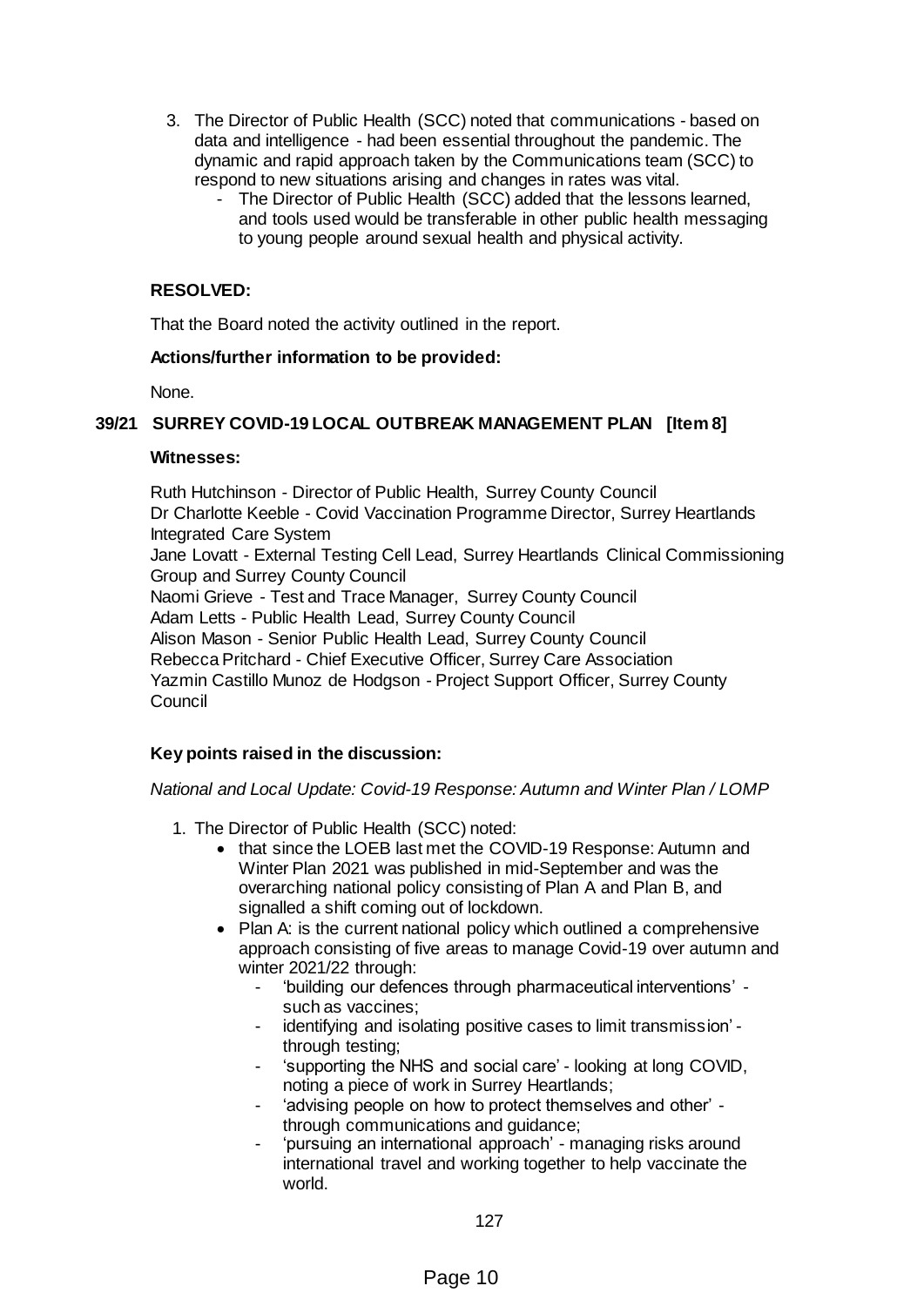3. The Director of Public Health (SCC) noted that communications - based on data and intelligence - had been essential throughout the pandemic. The dynamic and rapid approach taken by the Communications team (SCC) to respond to new situations arising and changes in rates was vital.
    - The Director of Public Health (SCC) added that the lessons learned, and tools used would be transferable in other public health messaging to young people around sexual health and physical activity.

**RESOLVED:**

That the Board noted the activity outlined in the report.

**Actions/further information to be provided:**

None.

## 39/21 SURREY COVID-19 LOCAL OUTBREAK MANAGEMENT PLAN [Item 8]

**Witnesses:**

Ruth Hutchinson - Director of Public Health, Surrey County Council
Dr Charlotte Keeble - Covid Vaccination Programme Director, Surrey Heartlands Integrated Care System
Jane Lovatt - External Testing Cell Lead, Surrey Heartlands Clinical Commissioning Group and Surrey County Council
Naomi Grieve - Test and Trace Manager, Surrey County Council
Adam Letts - Public Health Lead, Surrey County Council
Alison Mason - Senior Public Health Lead, Surrey County Council
Rebecca Pritchard - Chief Executive Officer, Surrey Care Association
Yazmin Castillo Munoz de Hodgson - Project Support Officer, Surrey County Council

**Key points raised in the discussion:**

*National and Local Update: Covid-19 Response: Autumn and Winter Plan / LOMP*

1. The Director of Public Health (SCC) noted:
    - that since the LOEB last met the COVID-19 Response: Autumn and Winter Plan 2021 was published in mid-September and was the overarching national policy consisting of Plan A and Plan B, and signalled a shift coming out of lockdown.
    - Plan A: is the current national policy which outlined a comprehensive approach consisting of five areas to manage Covid-19 over autumn and winter 2021/22 through:
        - 'building our defences through pharmaceutical interventions' - such as vaccines;
        - identifying and isolating positive cases to limit transmission' - through testing;
        - 'supporting the NHS and social care' - looking at long COVID, noting a piece of work in Surrey Heartlands;
        - 'advising people on how to protect themselves and other' - through communications and guidance;
        - 'pursuing an international approach' - managing risks around international travel and working together to help vaccinate the world.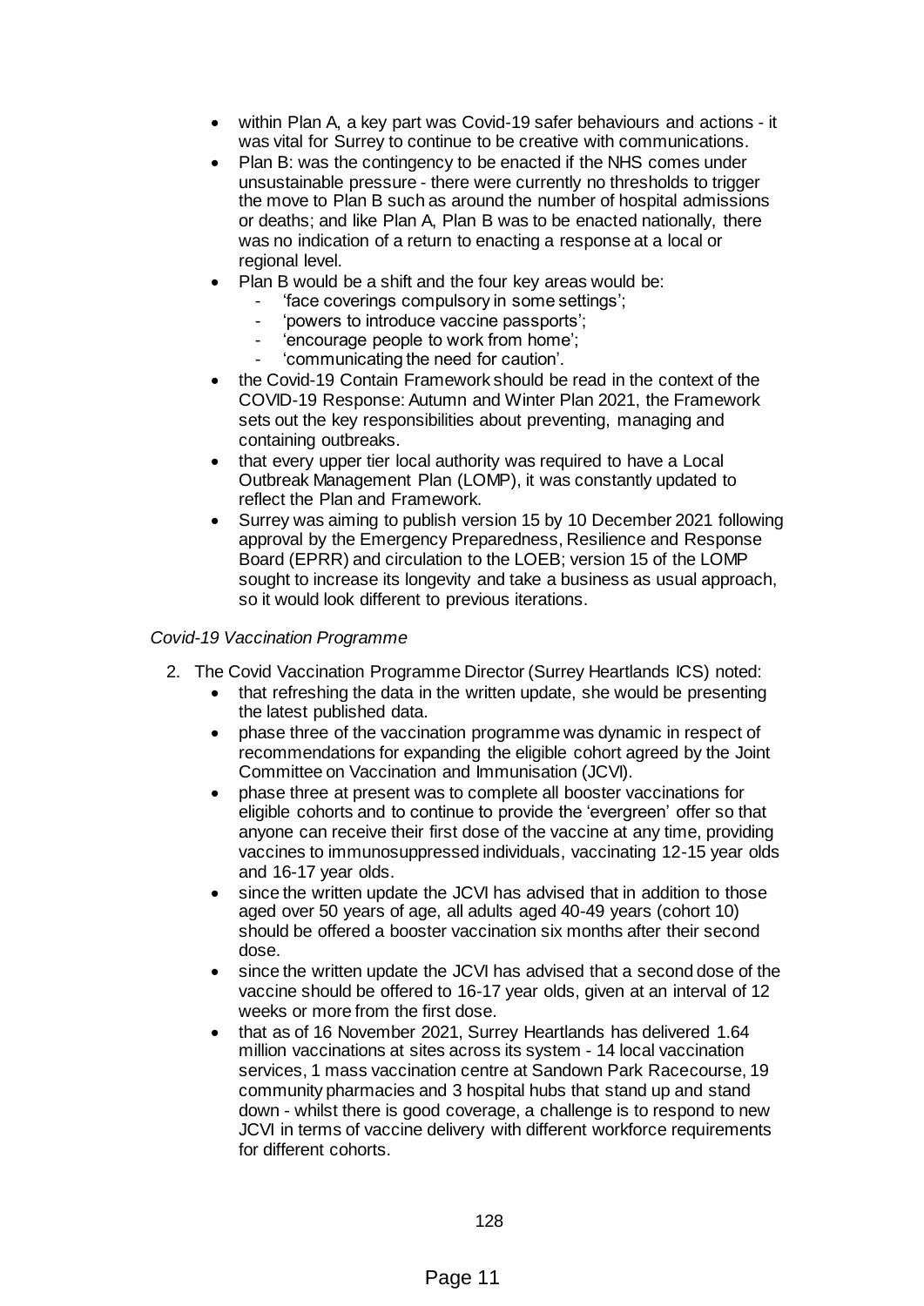- within Plan A, a key part was Covid-19 safer behaviours and actions - it was vital for Surrey to continue to be creative with communications.
- Plan B: was the contingency to be enacted if the NHS comes under unsustainable pressure - there were currently no thresholds to trigger the move to Plan B such as around the number of hospital admissions or deaths; and like Plan A, Plan B was to be enacted nationally, there was no indication of a return to enacting a response at a local or regional level.
- Plan B would be a shift and the four key areas would be:
    - 'face coverings compulsory in some settings';
    - 'powers to introduce vaccine passports';
    - 'encourage people to work from home';
    - 'communicating the need for caution'.
- the Covid-19 Contain Framework should be read in the context of the COVID-19 Response: Autumn and Winter Plan 2021, the Framework sets out the key responsibilities about preventing, managing and containing outbreaks.
- that every upper tier local authority was required to have a Local Outbreak Management Plan (LOMP), it was constantly updated to reflect the Plan and Framework.
- Surrey was aiming to publish version 15 by 10 December 2021 following approval by the Emergency Preparedness, Resilience and Response Board (EPRR) and circulation to the LOEB; version 15 of the LOMP sought to increase its longevity and take a business as usual approach, so it would look different to previous iterations.

*Covid-19 Vaccination Programme*

2. The Covid Vaccination Programme Director (Surrey Heartlands ICS) noted:
    - that refreshing the data in the written update, she would be presenting the latest published data.
    - phase three of the vaccination programme was dynamic in respect of recommendations for expanding the eligible cohort agreed by the Joint Committee on Vaccination and Immunisation (JCVI).
    - phase three at present was to complete all booster vaccinations for eligible cohorts and to continue to provide the 'evergreen' offer so that anyone can receive their first dose of the vaccine at any time, providing vaccines to immunosuppressed individuals, vaccinating 12-15 year olds and 16-17 year olds.
    - since the written update the JCVI has advised that in addition to those aged over 50 years of age, all adults aged 40-49 years (cohort 10) should be offered a booster vaccination six months after their second dose.
    - since the written update the JCVI has advised that a second dose of the vaccine should be offered to 16-17 year olds, given at an interval of 12 weeks or more from the first dose.
    - that as of 16 November 2021, Surrey Heartlands has delivered 1.64 million vaccinations at sites across its system - 14 local vaccination services, 1 mass vaccination centre at Sandown Park Racecourse, 19 community pharmacies and 3 hospital hubs that stand up and stand down - whilst there is good coverage, a challenge is to respond to new JCVI in terms of vaccine delivery with different workforce requirements for different cohorts.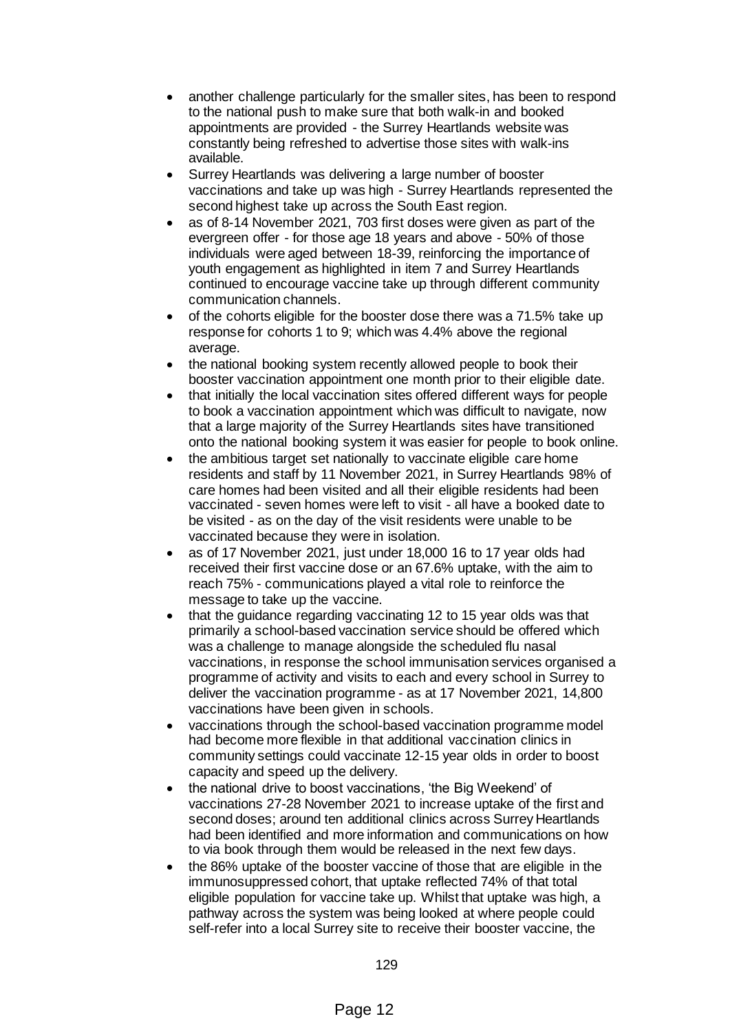- another challenge particularly for the smaller sites, has been to respond to the national push to make sure that both walk-in and booked appointments are provided - the Surrey Heartlands website was constantly being refreshed to advertise those sites with walk-ins available.
- Surrey Heartlands was delivering a large number of booster vaccinations and take up was high - Surrey Heartlands represented the second highest take up across the South East region.
- as of 8-14 November 2021, 703 first doses were given as part of the evergreen offer - for those age 18 years and above - 50% of those individuals were aged between 18-39, reinforcing the importance of youth engagement as highlighted in item 7 and Surrey Heartlands continued to encourage vaccine take up through different community communication channels.
- of the cohorts eligible for the booster dose there was a 71.5% take up response for cohorts 1 to 9; which was 4.4% above the regional average.
- the national booking system recently allowed people to book their booster vaccination appointment one month prior to their eligible date.
- that initially the local vaccination sites offered different ways for people to book a vaccination appointment which was difficult to navigate, now that a large majority of the Surrey Heartlands sites have transitioned onto the national booking system it was easier for people to book online.
- the ambitious target set nationally to vaccinate eligible care home residents and staff by 11 November 2021, in Surrey Heartlands 98% of care homes had been visited and all their eligible residents had been vaccinated - seven homes were left to visit - all have a booked date to be visited - as on the day of the visit residents were unable to be vaccinated because they were in isolation.
- as of 17 November 2021, just under 18,000 16 to 17 year olds had received their first vaccine dose or an 67.6% uptake, with the aim to reach 75% - communications played a vital role to reinforce the message to take up the vaccine.
- that the guidance regarding vaccinating 12 to 15 year olds was that primarily a school-based vaccination service should be offered which was a challenge to manage alongside the scheduled flu nasal vaccinations, in response the school immunisation services organised a programme of activity and visits to each and every school in Surrey to deliver the vaccination programme - as at 17 November 2021, 14,800 vaccinations have been given in schools.
- vaccinations through the school-based vaccination programme model had become more flexible in that additional vaccination clinics in community settings could vaccinate 12-15 year olds in order to boost capacity and speed up the delivery.
- the national drive to boost vaccinations, 'the Big Weekend' of vaccinations 27-28 November 2021 to increase uptake of the first and second doses; around ten additional clinics across Surrey Heartlands had been identified and more information and communications on how to via book through them would be released in the next few days.
- the 86% uptake of the booster vaccine of those that are eligible in the immunosuppressed cohort, that uptake reflected 74% of that total eligible population for vaccine take up. Whilst that uptake was high, a pathway across the system was being looked at where people could self-refer into a local Surrey site to receive their booster vaccine, the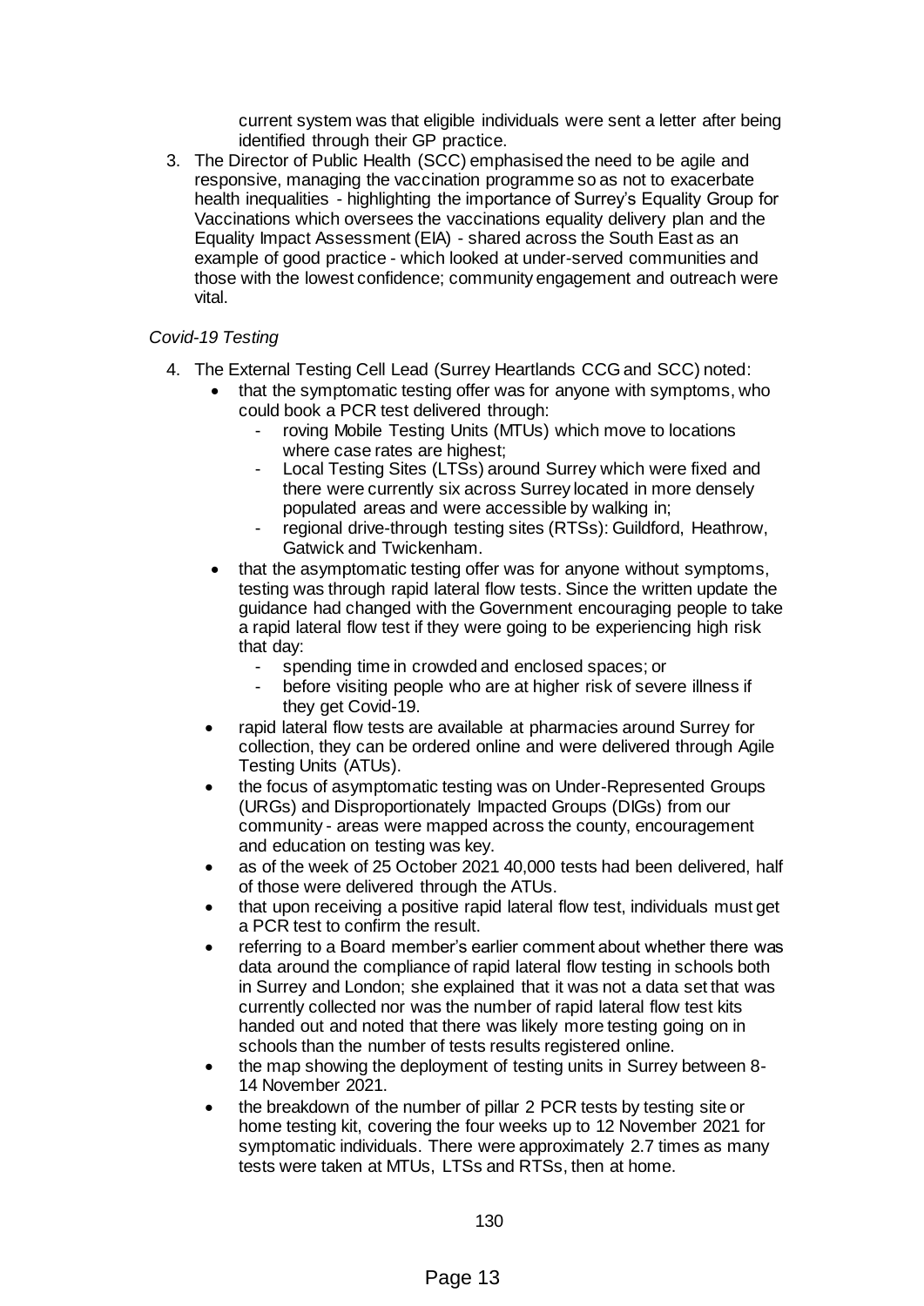current system was that eligible individuals were sent a letter after being identified through their GP practice.

3. The Director of Public Health (SCC) emphasised the need to be agile and responsive, managing the vaccination programme so as not to exacerbate health inequalities - highlighting the importance of Surrey's Equality Group for Vaccinations which oversees the vaccinations equality delivery plan and the Equality Impact Assessment (EIA) - shared across the South East as an example of good practice - which looked at under-served communities and those with the lowest confidence; community engagement and outreach were vital.

*Covid-19 Testing*

4. The External Testing Cell Lead (Surrey Heartlands CCG and SCC) noted:
   - that the symptomatic testing offer was for anyone with symptoms, who could book a PCR test delivered through:
     - roving Mobile Testing Units (MTUs) which move to locations where case rates are highest;
     - Local Testing Sites (LTSs) around Surrey which were fixed and there were currently six across Surrey located in more densely populated areas and were accessible by walking in;
     - regional drive-through testing sites (RTSs): Guildford, Heathrow, Gatwick and Twickenham.
   - that the asymptomatic testing offer was for anyone without symptoms, testing was through rapid lateral flow tests. Since the written update the guidance had changed with the Government encouraging people to take a rapid lateral flow test if they were going to be experiencing high risk that day:
     - spending time in crowded and enclosed spaces; or
     - before visiting people who are at higher risk of severe illness if they get Covid-19.
   - rapid lateral flow tests are available at pharmacies around Surrey for collection, they can be ordered online and were delivered through Agile Testing Units (ATUs).
   - the focus of asymptomatic testing was on Under-Represented Groups (URGs) and Disproportionately Impacted Groups (DIGs) from our community - areas were mapped across the county, encouragement and education on testing was key.
   - as of the week of 25 October 2021 40,000 tests had been delivered, half of those were delivered through the ATUs.
   - that upon receiving a positive rapid lateral flow test, individuals must get a PCR test to confirm the result.
   - referring to a Board member's earlier comment about whether there was data around the compliance of rapid lateral flow testing in schools both in Surrey and London; she explained that it was not a data set that was currently collected nor was the number of rapid lateral flow test kits handed out and noted that there was likely more testing going on in schools than the number of tests results registered online.
   - the map showing the deployment of testing units in Surrey between 8-14 November 2021.
   - the breakdown of the number of pillar 2 PCR tests by testing site or home testing kit, covering the four weeks up to 12 November 2021 for symptomatic individuals. There were approximately 2.7 times as many tests were taken at MTUs, LTSs and RTSs, then at home.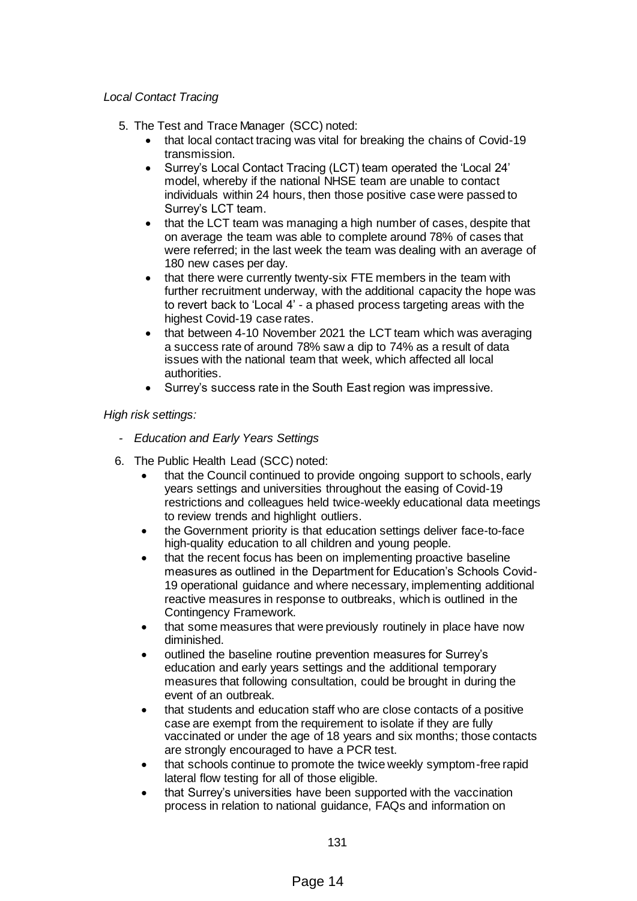*Local Contact Tracing*

5. The Test and Trace Manager (SCC) noted:
   - that local contact tracing was vital for breaking the chains of Covid-19 transmission.
   - Surrey's Local Contact Tracing (LCT) team operated the 'Local 24' model, whereby if the national NHSE team are unable to contact individuals within 24 hours, then those positive case were passed to Surrey's LCT team.
   - that the LCT team was managing a high number of cases, despite that on average the team was able to complete around 78% of cases that were referred; in the last week the team was dealing with an average of 180 new cases per day.
   - that there were currently twenty-six FTE members in the team with further recruitment underway, with the additional capacity the hope was to revert back to 'Local 4' - a phased process targeting areas with the highest Covid-19 case rates.
   - that between 4-10 November 2021 the LCT team which was averaging a success rate of around 78% saw a dip to 74% as a result of data issues with the national team that week, which affected all local authorities.
   - Surrey's success rate in the South East region was impressive.

*High risk settings:*

- *Education and Early Years Settings*

6. The Public Health Lead (SCC) noted:
   - that the Council continued to provide ongoing support to schools, early years settings and universities throughout the easing of Covid-19 restrictions and colleagues held twice-weekly educational data meetings to review trends and highlight outliers.
   - the Government priority is that education settings deliver face-to-face high-quality education to all children and young people.
   - that the recent focus has been on implementing proactive baseline measures as outlined in the Department for Education's Schools Covid-19 operational guidance and where necessary, implementing additional reactive measures in response to outbreaks, which is outlined in the Contingency Framework.
   - that some measures that were previously routinely in place have now diminished.
   - outlined the baseline routine prevention measures for Surrey's education and early years settings and the additional temporary measures that following consultation, could be brought in during the event of an outbreak.
   - that students and education staff who are close contacts of a positive case are exempt from the requirement to isolate if they are fully vaccinated or under the age of 18 years and six months; those contacts are strongly encouraged to have a PCR test.
   - that schools continue to promote the twice weekly symptom-free rapid lateral flow testing for all of those eligible.
   - that Surrey's universities have been supported with the vaccination process in relation to national guidance, FAQs and information on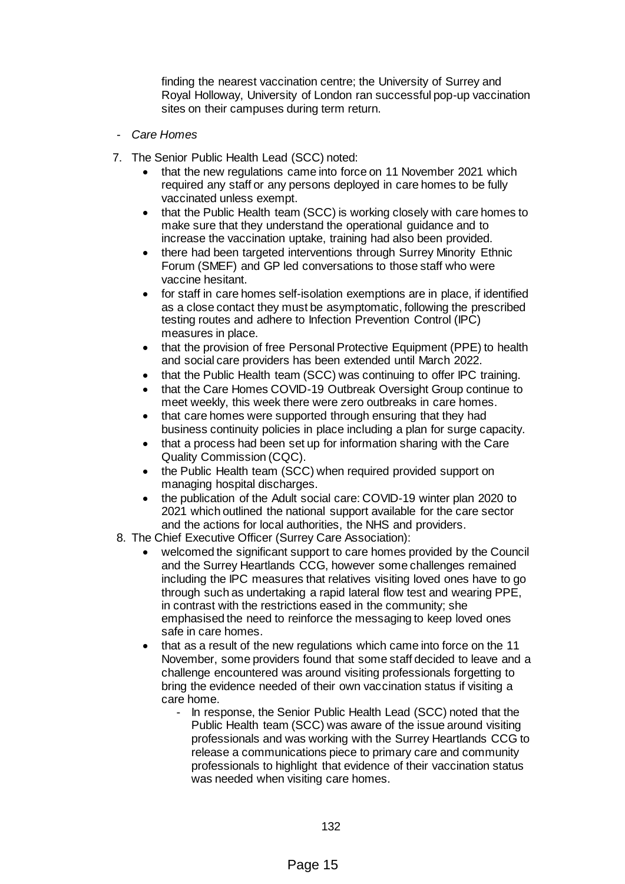finding the nearest vaccination centre; the University of Surrey and Royal Holloway, University of London ran successful pop-up vaccination sites on their campuses during term return.

- *Care Homes*

7. The Senior Public Health Lead (SCC) noted:
   - that the new regulations came into force on 11 November 2021 which required any staff or any persons deployed in care homes to be fully vaccinated unless exempt.
   - that the Public Health team (SCC) is working closely with care homes to make sure that they understand the operational guidance and to increase the vaccination uptake, training had also been provided.
   - there had been targeted interventions through Surrey Minority Ethnic Forum (SMEF) and GP led conversations to those staff who were vaccine hesitant.
   - for staff in care homes self-isolation exemptions are in place, if identified as a close contact they must be asymptomatic, following the prescribed testing routes and adhere to Infection Prevention Control (IPC) measures in place.
   - that the provision of free Personal Protective Equipment (PPE) to health and social care providers has been extended until March 2022.
   - that the Public Health team (SCC) was continuing to offer IPC training.
   - that the Care Homes COVID-19 Outbreak Oversight Group continue to meet weekly, this week there were zero outbreaks in care homes.
   - that care homes were supported through ensuring that they had business continuity policies in place including a plan for surge capacity.
   - that a process had been set up for information sharing with the Care Quality Commission (CQC).
   - the Public Health team (SCC) when required provided support on managing hospital discharges.
   - the publication of the Adult social care: COVID-19 winter plan 2020 to 2021 which outlined the national support available for the care sector and the actions for local authorities, the NHS and providers.
8. The Chief Executive Officer (Surrey Care Association):
   - welcomed the significant support to care homes provided by the Council and the Surrey Heartlands CCG, however some challenges remained including the IPC measures that relatives visiting loved ones have to go through such as undertaking a rapid lateral flow test and wearing PPE, in contrast with the restrictions eased in the community; she emphasised the need to reinforce the messaging to keep loved ones safe in care homes.
   - that as a result of the new regulations which came into force on the 11 November, some providers found that some staff decided to leave and a challenge encountered was around visiting professionals forgetting to bring the evidence needed of their own vaccination status if visiting a care home.
     - In response, the Senior Public Health Lead (SCC) noted that the Public Health team (SCC) was aware of the issue around visiting professionals and was working with the Surrey Heartlands CCG to release a communications piece to primary care and community professionals to highlight that evidence of their vaccination status was needed when visiting care homes.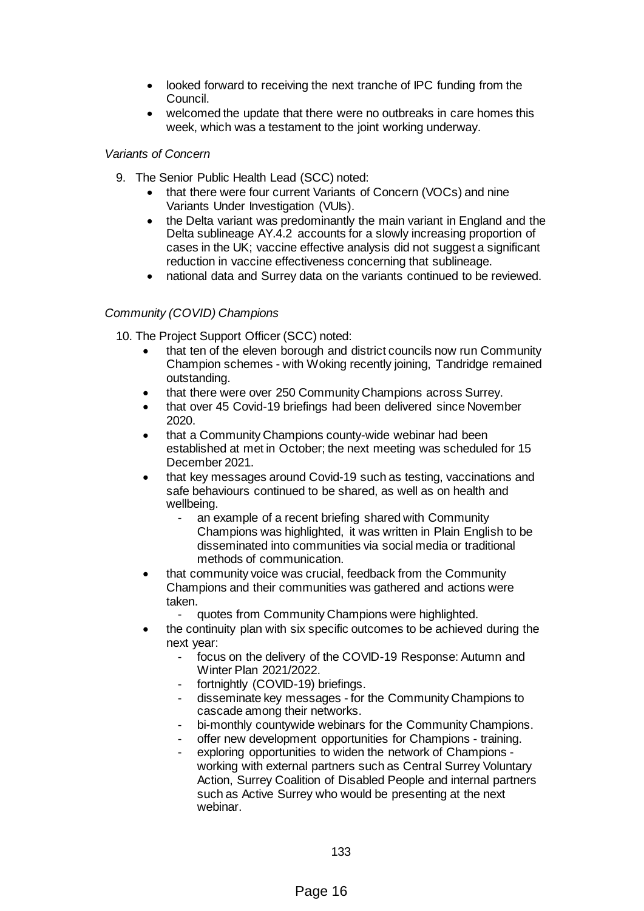- looked forward to receiving the next tranche of IPC funding from the Council.
- welcomed the update that there were no outbreaks in care homes this week, which was a testament to the joint working underway.

*Variants of Concern*

9. The Senior Public Health Lead (SCC) noted:
   - that there were four current Variants of Concern (VOCs) and nine Variants Under Investigation (VUIs).
   - the Delta variant was predominantly the main variant in England and the Delta sublineage AY.4.2 accounts for a slowly increasing proportion of cases in the UK; vaccine effective analysis did not suggest a significant reduction in vaccine effectiveness concerning that sublineage.
   - national data and Surrey data on the variants continued to be reviewed.

*Community (COVID) Champions*

10. The Project Support Officer (SCC) noted:
    - that ten of the eleven borough and district councils now run Community Champion schemes - with Woking recently joining, Tandridge remained outstanding.
    - that there were over 250 Community Champions across Surrey.
    - that over 45 Covid-19 briefings had been delivered since November 2020.
    - that a Community Champions county-wide webinar had been established at met in October; the next meeting was scheduled for 15 December 2021.
    - that key messages around Covid-19 such as testing, vaccinations and safe behaviours continued to be shared, as well as on health and wellbeing.
      - an example of a recent briefing shared with Community Champions was highlighted, it was written in Plain English to be disseminated into communities via social media or traditional methods of communication.
    - that community voice was crucial, feedback from the Community Champions and their communities was gathered and actions were taken.
      - quotes from Community Champions were highlighted.
    - the continuity plan with six specific outcomes to be achieved during the next year:
      - focus on the delivery of the COVID-19 Response: Autumn and Winter Plan 2021/2022.
      - fortnightly (COVID-19) briefings.
      - disseminate key messages - for the Community Champions to cascade among their networks.
      - bi-monthly countywide webinars for the Community Champions.
      - offer new development opportunities for Champions - training.
      - exploring opportunities to widen the network of Champions - working with external partners such as Central Surrey Voluntary Action, Surrey Coalition of Disabled People and internal partners such as Active Surrey who would be presenting at the next webinar.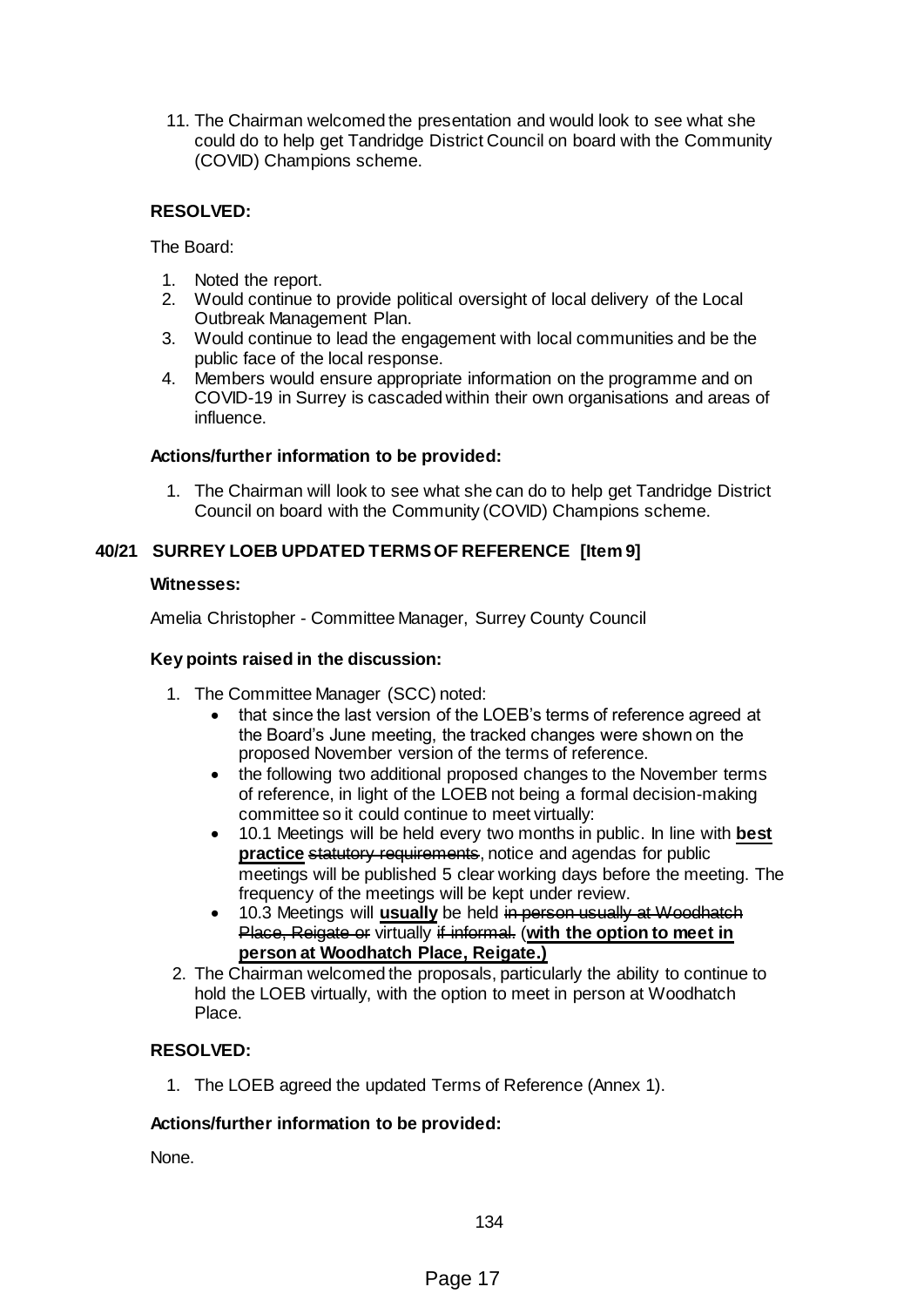11. The Chairman welcomed the presentation and would look to see what she could do to help get Tandridge District Council on board with the Community (COVID) Champions scheme.

**RESOLVED:**

The Board:

1. Noted the report.
2. Would continue to provide political oversight of local delivery of the Local Outbreak Management Plan.
3. Would continue to lead the engagement with local communities and be the public face of the local response.
4. Members would ensure appropriate information on the programme and on COVID-19 in Surrey is cascaded within their own organisations and areas of influence.

**Actions/further information to be provided:**

1. The Chairman will look to see what she can do to help get Tandridge District Council on board with the Community (COVID) Champions scheme.

## 40/21 SURREY LOEB UPDATED TERMS OF REFERENCE [Item 9]

**Witnesses:**

Amelia Christopher - Committee Manager, Surrey County Council

**Key points raised in the discussion:**

1. The Committee Manager (SCC) noted:
   - that since the last version of the LOEB's terms of reference agreed at the Board's June meeting, the tracked changes were shown on the proposed November version of the terms of reference.
   - the following two additional proposed changes to the November terms of reference, in light of the LOEB not being a formal decision-making committee so it could continue to meet virtually:
   - 10.1 Meetings will be held every two months in public. In line with **best practice** ~~statutory requirements~~, notice and agendas for public meetings will be published 5 clear working days before the meeting. The frequency of the meetings will be kept under review.
   - 10.3 Meetings will **usually** be held ~~in person usually at Woodhatch Place, Reigate or~~ virtually ~~if informal.~~ (**with the option to meet in person at Woodhatch Place, Reigate.)**
2. The Chairman welcomed the proposals, particularly the ability to continue to hold the LOEB virtually, with the option to meet in person at Woodhatch Place.

**RESOLVED:**

1. The LOEB agreed the updated Terms of Reference (Annex 1).

**Actions/further information to be provided:**

None.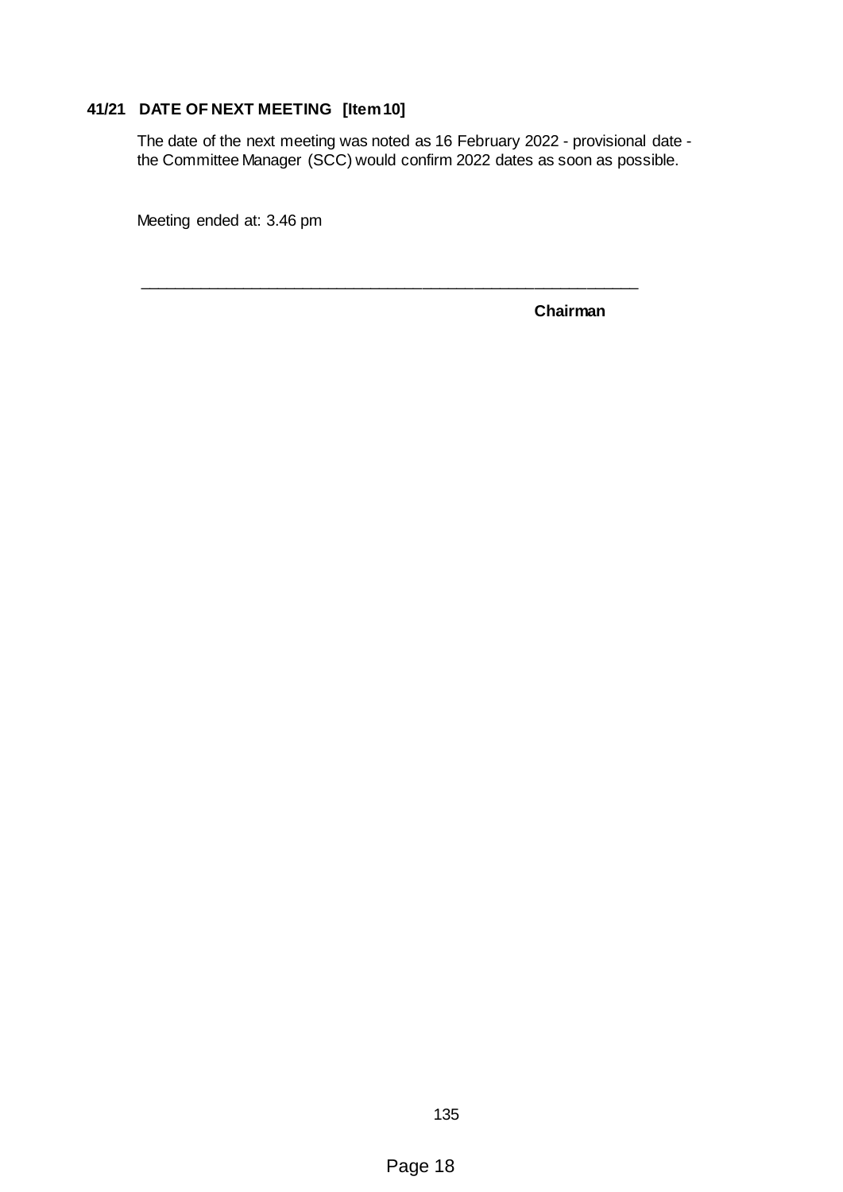## 41/21 DATE OF NEXT MEETING [Item 10]

The date of the next meeting was noted as 16 February 2022 - provisional date - the Committee Manager (SCC) would confirm 2022 dates as soon as possible.

Meeting ended at: 3.46 pm

\_\_\_\_\_\_\_\_\_\_\_\_\_\_\_\_\_\_\_\_\_\_\_\_\_\_\_\_\_\_\_\_\_\_\_\_\_\_\_\_\_\_\_\_\_\_\_\_\_\_\_\_\_\_\_\_

**Chairman**